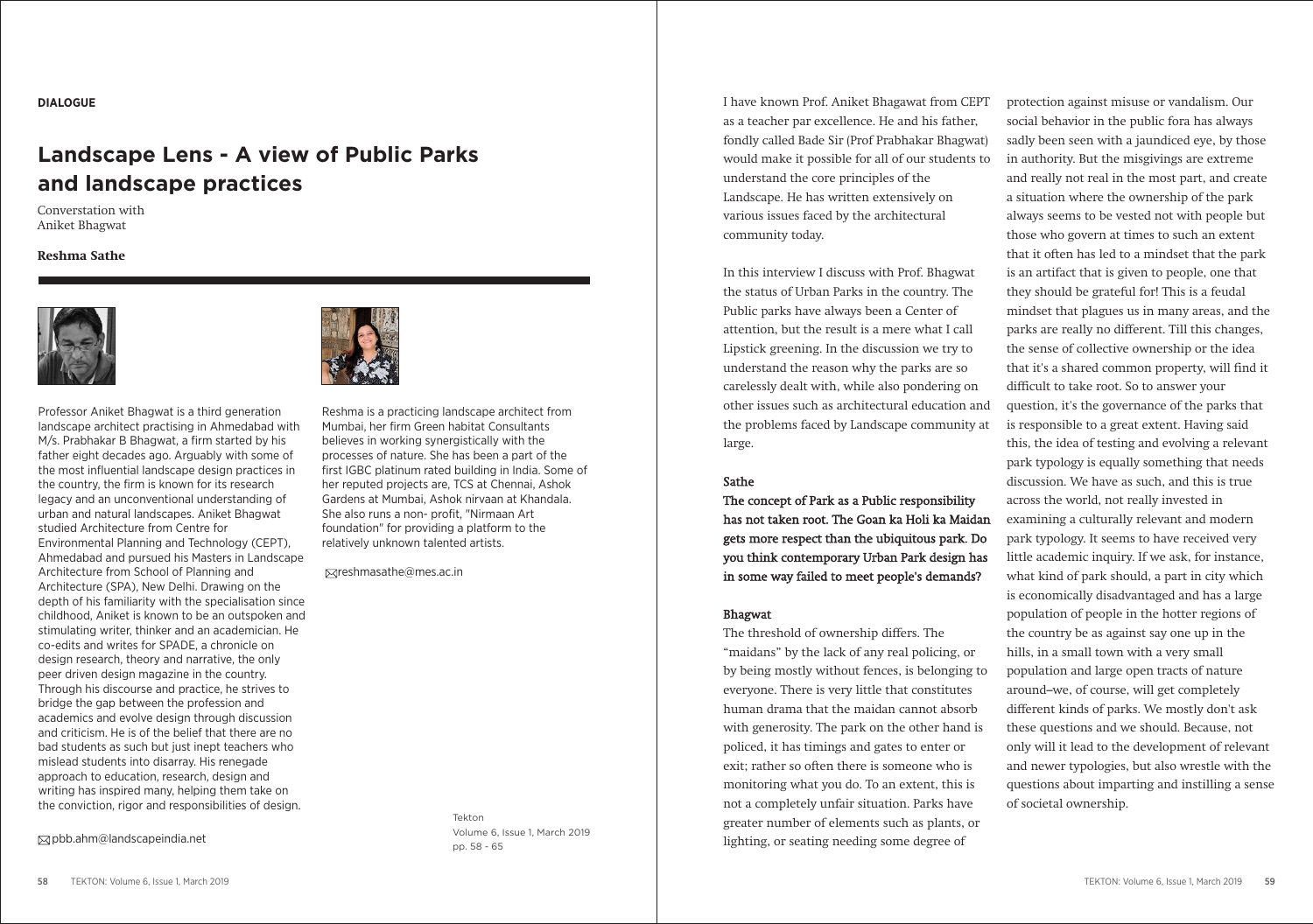**DIALOGUE**

# Landscape Lens - A view of Public Parks and landscape practices

Converstation with
Aniket Bhagwat

**Reshma Sathe**

Professor Aniket Bhagwat is a third generation landscape architect practising in Ahmedabad with M/s. Prabhakar B Bhagwat, a firm started by his father eight decades ago. Arguably with some of the most influential landscape design practices in the country, the firm is known for its research legacy and an unconventional understanding of urban and natural landscapes. Aniket Bhagwat studied Architecture from Centre for Environmental Planning and Technology (CEPT), Ahmedabad and pursued his Masters in Landscape Architecture from School of Planning and Architecture (SPA), New Delhi. Drawing on the depth of his familiarity with the specialisation since childhood, Aniket is known to be an outspoken and stimulating writer, thinker and an academician. He co-edits and writes for SPADE, a chronicle on design research, theory and narrative, the only peer driven design magazine in the country. Through his discourse and practice, he strives to bridge the gap between the profession and academics and evolve design through discussion and criticism. He is of the belief that there are no bad students as such but just inept teachers who mislead students into disarray. His renegade approach to education, research, design and writing has inspired many, helping them take on the conviction, rigor and responsibilities of design.

pbb.ahm@landscapeindia.net

Reshma is a practicing landscape architect from Mumbai, her firm Green habitat Consultants believes in working synergistically with the processes of nature. She has been a part of the first IGBC platinum rated building in India. Some of her reputed projects are, TCS at Chennai, Ashok Gardens at Mumbai, Ashok nirvaan at Khandala. She also runs a non- profit, "Nirmaan Art foundation" for providing a platform to the relatively unknown talented artists.

reshmasathe@mes.ac.in

I have known Prof. Aniket Bhagawat from CEPT as a teacher par excellence. He and his father, fondly called Bade Sir (Prof Prabhakar Bhagwat) would make it possible for all of our students to understand the core principles of the Landscape. He has written extensively on various issues faced by the architectural community today.

In this interview I discuss with Prof. Bhagwat the status of Urban Parks in the country. The Public parks have always been a Center of attention, but the result is a mere what I call Lipstick greening. In the discussion we try to understand the reason why the parks are so carelessly dealt with, while also pondering on other issues such as architectural education and the problems faced by Landscape community at large.

**Sathe**

**The concept of Park as a Public responsibility has not taken root. The Goan ka Holi ka Maidan gets more respect than the ubiquitous park. Do you think contemporary Urban Park design has in some way failed to meet people's demands?**

**Bhagwat**

The threshold of ownership differs. The "maidans" by the lack of any real policing, or by being mostly without fences, is belonging to everyone. There is very little that constitutes human drama that the maidan cannot absorb with generosity. The park on the other hand is policed, it has timings and gates to enter or exit; rather so often there is someone who is monitoring what you do. To an extent, this is not a completely unfair situation. Parks have greater number of elements such as plants, or lighting, or seating needing some degree of protection against misuse or vandalism. Our social behavior in the public fora has always sadly been seen with a jaundiced eye, by those in authority. But the misgivings are extreme and really not real in the most part, and create a situation where the ownership of the park always seems to be vested not with people but those who govern at times to such an extent that it often has led to a mindset that the park is an artifact that is given to people, one that they should be grateful for! This is a feudal mindset that plagues us in many areas, and the parks are really no different. Till this changes, the sense of collective ownership or the idea that it's a shared common property, will find it difficult to take root. So to answer your question, it's the governance of the parks that is responsible to a great extent. Having said this, the idea of testing and evolving a relevant park typology is equally something that needs discussion. We have as such, and this is true across the world, not really invested in examining a culturally relevant and modern park typology. It seems to have received very little academic inquiry. If we ask, for instance, what kind of park should, a part in city which is economically disadvantaged and has a large population of people in the hotter regions of the country be as against say one up in the hills, in a small town with a very small population and large open tracts of nature around–we, of course, will get completely different kinds of parks. We mostly don't ask these questions and we should. Because, not only will it lead to the development of relevant and newer typologies, but also wrestle with the questions about imparting and instilling a sense of societal ownership.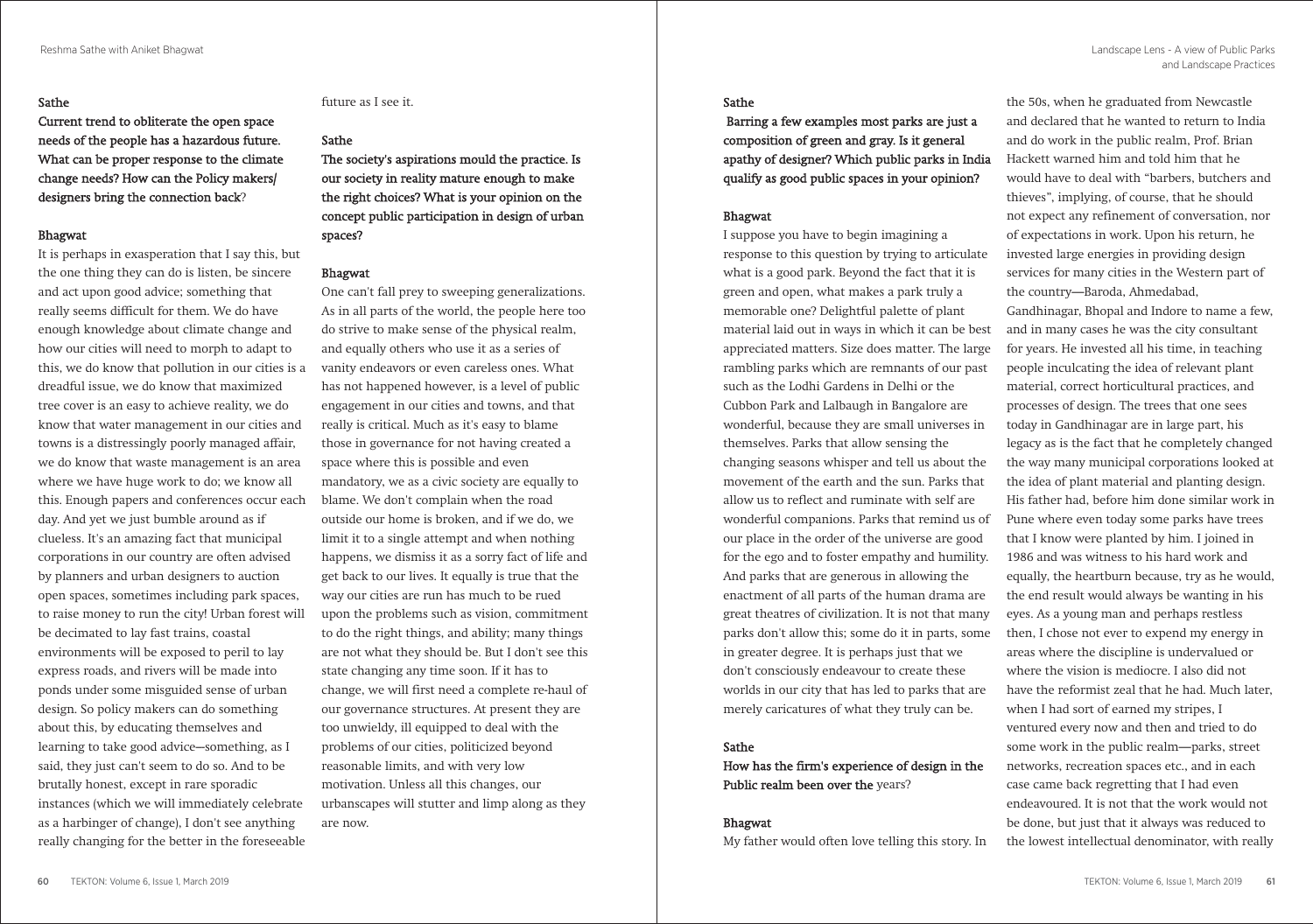**Sathe**

**Current trend to obliterate the open space needs of the people has a hazardous future. What can be proper response to the climate change needs? How can the Policy makers/ designers bring the connection back**?

**Bhagwat**

It is perhaps in exasperation that I say this, but the one thing they can do is listen, be sincere and act upon good advice; something that really seems difficult for them. We do have enough knowledge about climate change and how our cities will need to morph to adapt to this, we do know that pollution in our cities is a dreadful issue, we do know that maximized tree cover is an easy to achieve reality, we do know that water management in our cities and towns is a distressingly poorly managed affair, we do know that waste management is an area where we have huge work to do; we know all this. Enough papers and conferences occur each day. And yet we just bumble around as if clueless. It's an amazing fact that municipal corporations in our country are often advised by planners and urban designers to auction open spaces, sometimes including park spaces, to raise money to run the city! Urban forest will be decimated to lay fast trains, coastal environments will be exposed to peril to lay express roads, and rivers will be made into ponds under some misguided sense of urban design. So policy makers can do something about this, by educating themselves and learning to take good advice—something, as I said, they just can't seem to do so. And to be brutally honest, except in rare sporadic instances (which we will immediately celebrate as a harbinger of change), I don't see anything really changing for the better in the foreseeable future as I see it.

**Sathe**

**The society's aspirations mould the practice. Is our society in reality mature enough to make the right choices? What is your opinion on the concept public participation in design of urban spaces?**

**Bhagwat**

One can't fall prey to sweeping generalizations. As in all parts of the world, the people here too do strive to make sense of the physical realm, and equally others who use it as a series of vanity endeavors or even careless ones. What has not happened however, is a level of public engagement in our cities and towns, and that really is critical. Much as it's easy to blame those in governance for not having created a space where this is possible and even mandatory, we as a civic society are equally to blame. We don't complain when the road outside our home is broken, and if we do, we limit it to a single attempt and when nothing happens, we dismiss it as a sorry fact of life and get back to our lives. It equally is true that the way our cities are run has much to be rued upon the problems such as vision, commitment to do the right things, and ability; many things are not what they should be. But I don't see this state changing any time soon. If it has to change, we will first need a complete re-haul of our governance structures. At present they are too unwieldy, ill equipped to deal with the problems of our cities, politicized beyond reasonable limits, and with very low motivation. Unless all this changes, our urbanscapes will stutter and limp along as they are now.

**Sathe**

**Barring a few examples most parks are just a composition of green and gray. Is it general apathy of designer? Which public parks in India qualify as good public spaces in your opinion?**

**Bhagwat**

I suppose you have to begin imagining a response to this question by trying to articulate what is a good park. Beyond the fact that it is green and open, what makes a park truly a memorable one? Delightful palette of plant material laid out in ways in which it can be best appreciated matters. Size does matter. The large rambling parks which are remnants of our past such as the Lodhi Gardens in Delhi or the Cubbon Park and Lalbaugh in Bangalore are wonderful, because they are small universes in themselves. Parks that allow sensing the changing seasons whisper and tell us about the movement of the earth and the sun. Parks that allow us to reflect and ruminate with self are wonderful companions. Parks that remind us of our place in the order of the universe are good for the ego and to foster empathy and humility. And parks that are generous in allowing the enactment of all parts of the human drama are great theatres of civilization. It is not that many parks don't allow this; some do it in parts, some in greater degree. It is perhaps just that we don't consciously endeavour to create these worlds in our city that has led to parks that are merely caricatures of what they truly can be.

**Sathe**

**How has the firm's experience of design in the Public realm been over the** years?

**Bhagwat**

My father would often love telling this story. In the 50s, when he graduated from Newcastle and declared that he wanted to return to India and do work in the public realm, Prof. Brian Hackett warned him and told him that he would have to deal with "barbers, butchers and thieves", implying, of course, that he should not expect any refinement of conversation, nor of expectations in work. Upon his return, he invested large energies in providing design services for many cities in the Western part of the country—Baroda, Ahmedabad, Gandhinagar, Bhopal and Indore to name a few, and in many cases he was the city consultant for years. He invested all his time, in teaching people inculcating the idea of relevant plant material, correct horticultural practices, and processes of design. The trees that one sees today in Gandhinagar are in large part, his legacy as is the fact that he completely changed the way many municipal corporations looked at the idea of plant material and planting design. His father had, before him done similar work in Pune where even today some parks have trees that I know were planted by him. I joined in 1986 and was witness to his hard work and equally, the heartburn because, try as he would, the end result would always be wanting in his eyes. As a young man and perhaps restless then, I chose not ever to expend my energy in areas where the discipline is undervalued or where the vision is mediocre. I also did not have the reformist zeal that he had. Much later, when I had sort of earned my stripes, I ventured every now and then and tried to do some work in the public realm—parks, street networks, recreation spaces etc., and in each case came back regretting that I had even endeavoured. It is not that the work would not be done, but just that it always was reduced to the lowest intellectual denominator, with really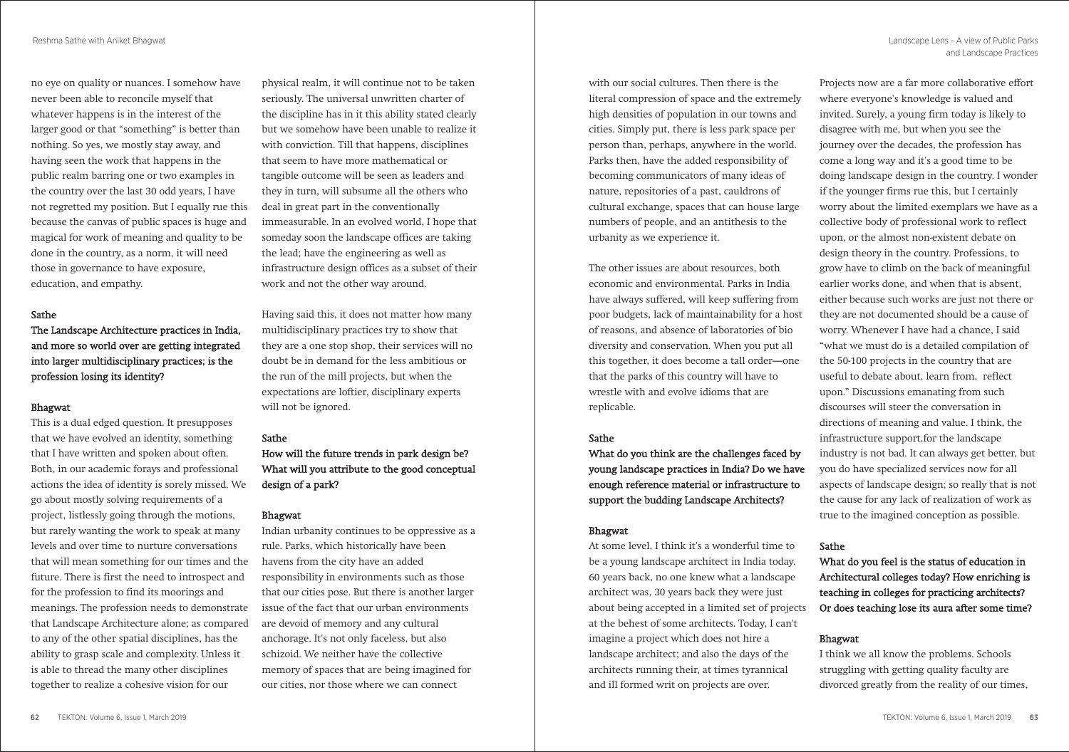no eye on quality or nuances. I somehow have never been able to reconcile myself that whatever happens is in the interest of the larger good or that "something" is better than nothing. So yes, we mostly stay away, and having seen the work that happens in the public realm barring one or two examples in the country over the last 30 odd years, I have not regretted my position. But I equally rue this because the canvas of public spaces is huge and magical for work of meaning and quality to be done in the country, as a norm, it will need those in governance to have exposure, education, and empathy.

**Sathe**

**The Landscape Architecture practices in India, and more so world over are getting integrated into larger multidisciplinary practices; is the profession losing its identity?**

**Bhagwat**

This is a dual edged question. It presupposes that we have evolved an identity, something that I have written and spoken about often. Both, in our academic forays and professional actions the idea of identity is sorely missed. We go about mostly solving requirements of a project, listlessly going through the motions, but rarely wanting the work to speak at many levels and over time to nurture conversations that will mean something for our times and the future. There is first the need to introspect and for the profession to find its moorings and meanings. The profession needs to demonstrate that Landscape Architecture alone; as compared to any of the other spatial disciplines, has the ability to grasp scale and complexity. Unless it is able to thread the many other disciplines together to realize a cohesive vision for our physical realm, it will continue not to be taken seriously. The universal unwritten charter of the discipline has in it this ability stated clearly but we somehow have been unable to realize it with conviction. Till that happens, disciplines that seem to have more mathematical or tangible outcome will be seen as leaders and they in turn, will subsume all the others who deal in great part in the conventionally immeasurable. In an evolved world, I hope that someday soon the landscape offices are taking the lead; have the engineering as well as infrastructure design offices as a subset of their work and not the other way around.

Having said this, it does not matter how many multidisciplinary practices try to show that they are a one stop shop, their services will no doubt be in demand for the less ambitious or the run of the mill projects, but when the expectations are loftier, disciplinary experts will not be ignored.

**Sathe**

**How will the future trends in park design be? What will you attribute to the good conceptual design of a park?**

**Bhagwat**

Indian urbanity continues to be oppressive as a rule. Parks, which historically have been havens from the city have an added responsibility in environments such as those that our cities pose. But there is another larger issue of the fact that our urban environments are devoid of memory and any cultural anchorage. It's not only faceless, but also schizoid. We neither have the collective memory of spaces that are being imagined for our cities, nor those where we can connect with our social cultures. Then there is the literal compression of space and the extremely high densities of population in our towns and cities. Simply put, there is less park space per person than, perhaps, anywhere in the world. Parks then, have the added responsibility of becoming communicators of many ideas of nature, repositories of a past, cauldrons of cultural exchange, spaces that can house large numbers of people, and an antithesis to the urbanity as we experience it.

The other issues are about resources, both economic and environmental. Parks in India have always suffered, will keep suffering from poor budgets, lack of maintainability for a host of reasons, and absence of laboratories of bio diversity and conservation. When you put all this together, it does become a tall order—one that the parks of this country will have to wrestle with and evolve idioms that are replicable.

**Sathe**

**What do you think are the challenges faced by young landscape practices in India? Do we have enough reference material or infrastructure to support the budding Landscape Architects?**

**Bhagwat**

At some level, I think it's a wonderful time to be a young landscape architect in India today. 60 years back, no one knew what a landscape architect was, 30 years back they were just about being accepted in a limited set of projects at the behest of some architects. Today, I can't imagine a project which does not hire a landscape architect; and also the days of the architects running their, at times tyrannical and ill formed writ on projects are over.

Projects now are a far more collaborative effort where everyone's knowledge is valued and invited. Surely, a young firm today is likely to disagree with me, but when you see the journey over the decades, the profession has come a long way and it's a good time to be doing landscape design in the country. I wonder if the younger firms rue this, but I certainly worry about the limited exemplars we have as a collective body of professional work to reflect upon, or the almost non-existent debate on design theory in the country. Professions, to grow have to climb on the back of meaningful earlier works done, and when that is absent, either because such works are just not there or they are not documented should be a cause of worry. Whenever I have had a chance, I said "what we must do is a detailed compilation of the 50-100 projects in the country that are useful to debate about, learn from, reflect upon." Discussions emanating from such discourses will steer the conversation in directions of meaning and value. I think, the infrastructure support,for the landscape industry is not bad. It can always get better, but you do have specialized services now for all aspects of landscape design; so really that is not the cause for any lack of realization of work as true to the imagined conception as possible.

**Sathe**

**What do you feel is the status of education in Architectural colleges today? How enriching is teaching in colleges for practicing architects? Or does teaching lose its aura after some time?**

**Bhagwat**

I think we all know the problems. Schools struggling with getting quality faculty are divorced greatly from the reality of our times,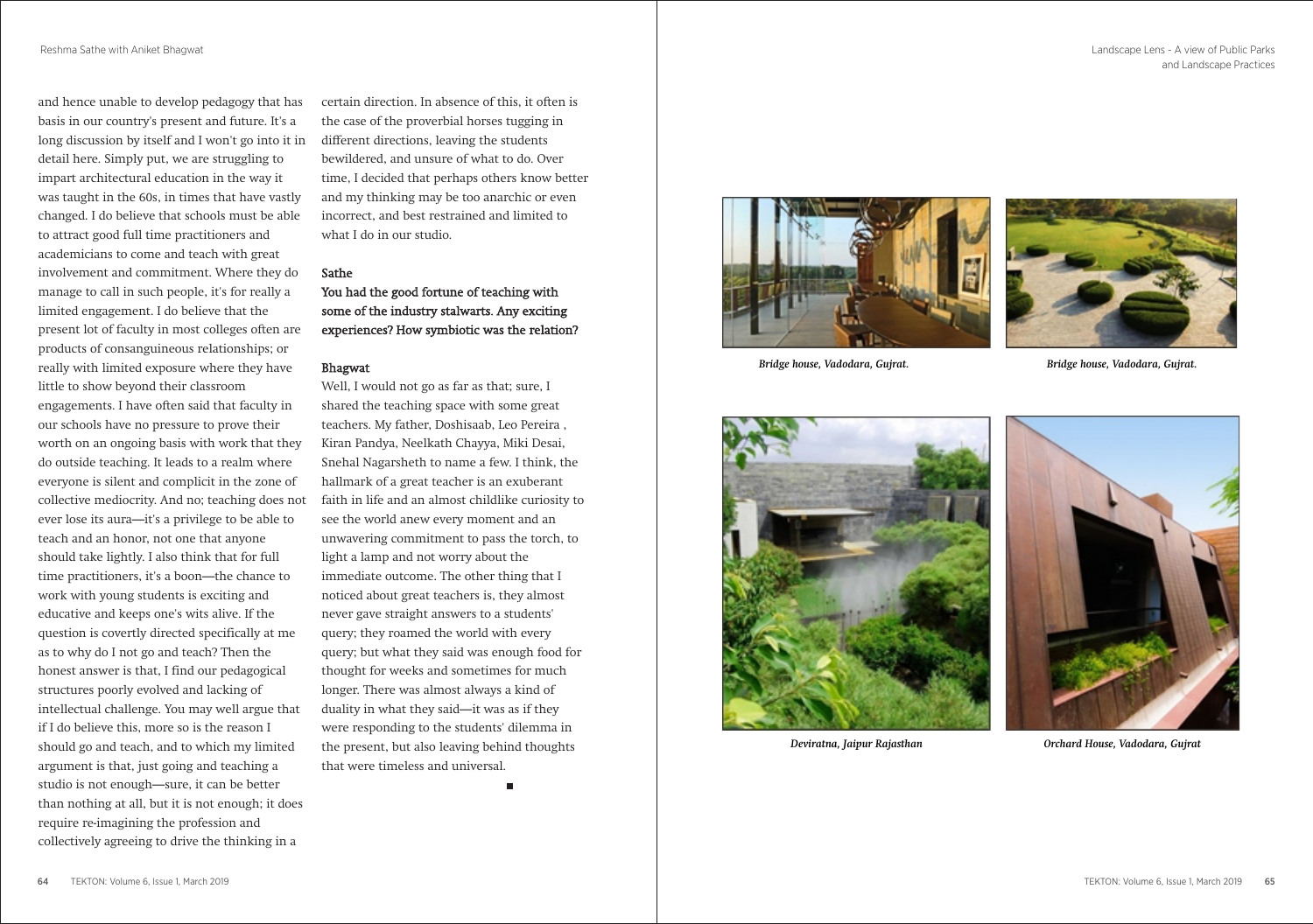and hence unable to develop pedagogy that has basis in our country's present and future. It's a long discussion by itself and I won't go into it in detail here. Simply put, we are struggling to impart architectural education in the way it was taught in the 60s, in times that have vastly changed. I do believe that schools must be able to attract good full time practitioners and academicians to come and teach with great involvement and commitment. Where they do manage to call in such people, it's for really a limited engagement. I do believe that the present lot of faculty in most colleges often are products of consanguineous relationships; or really with limited exposure where they have little to show beyond their classroom engagements. I have often said that faculty in our schools have no pressure to prove their worth on an ongoing basis with work that they do outside teaching. It leads to a realm where everyone is silent and complicit in the zone of collective mediocrity. And no; teaching does not ever lose its aura—it's a privilege to be able to teach and an honor, not one that anyone should take lightly. I also think that for full time practitioners, it's a boon—the chance to work with young students is exciting and educative and keeps one's wits alive. If the question is covertly directed specifically at me as to why do I not go and teach? Then the honest answer is that, I find our pedagogical structures poorly evolved and lacking of intellectual challenge. You may well argue that if I do believe this, more so is the reason I should go and teach, and to which my limited argument is that, just going and teaching a studio is not enough—sure, it can be better than nothing at all, but it is not enough; it does require re-imagining the profession and collectively agreeing to drive the thinking in a certain direction. In absence of this, it often is the case of the proverbial horses tugging in different directions, leaving the students bewildered, and unsure of what to do. Over time, I decided that perhaps others know better and my thinking may be too anarchic or even incorrect, and best restrained and limited to what I do in our studio.

Sathe

You had the good fortune of teaching with some of the industry stalwarts. Any exciting experiences? How symbiotic was the relation?

Bhagwat

Well, I would not go as far as that; sure, I shared the teaching space with some great teachers. My father, Doshisaab, Leo Pereira , Kiran Pandya, Neelkath Chayya, Miki Desai, Snehal Nagarsheth to name a few. I think, the hallmark of a great teacher is an exuberant faith in life and an almost childlike curiosity to see the world anew every moment and an unwavering commitment to pass the torch, to light a lamp and not worry about the immediate outcome. The other thing that I noticed about great teachers is, they almost never gave straight answers to a students' query; they roamed the world with every query; but what they said was enough food for thought for weeks and sometimes for much longer. There was almost always a kind of duality in what they said—it was as if they were responding to the students' dilemma in the present, but also leaving behind thoughts that were timeless and universal.

■

*Bridge house, Vadodara, Gujrat.*

*Bridge house, Vadodara, Gujrat.*

*Deviratna, Jaipur Rajasthan*

*Orchard House, Vadodara, Gujrat*